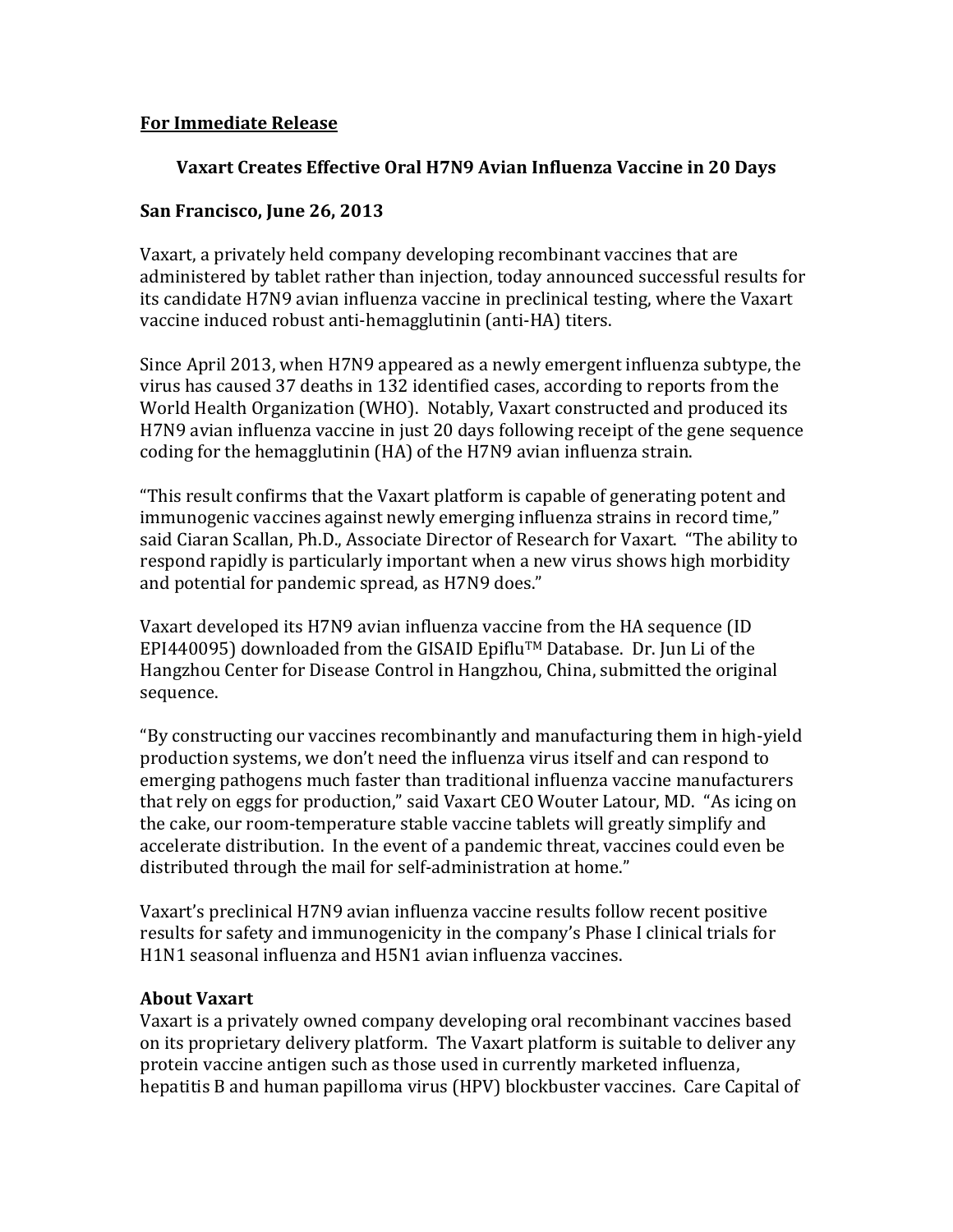**For Immediate Release**

## Vaxart Creates Effective Oral H7N9 Avian Influenza Vaccine in 20 Days

**San Francisco, June 26, 2013**

Vaxart, a privately held company developing recombinant vaccines that are administered by tablet rather than injection, today announced successful results for its candidate H7N9 avian influenza vaccine in preclinical testing, where the Vaxart vaccine induced robust anti-hemagglutinin (anti-HA) titers.

Since April 2013, when H7N9 appeared as a newly emergent influenza subtype, the virus has caused 37 deaths in 132 identified cases, according to reports from the World Health Organization (WHO). Notably, Vaxart constructed and produced its H7N9 avian influenza vaccine in just 20 days following receipt of the gene sequence coding for the hemagglutinin (HA) of the H7N9 avian influenza strain.

"This result confirms that the Vaxart platform is capable of generating potent and immunogenic vaccines against newly emerging influenza strains in record time," said Ciaran Scallan, Ph.D., Associate Director of Research for Vaxart. "The ability to respond rapidly is particularly important when a new virus shows high morbidity and potential for pandemic spread, as H7N9 does."

Vaxart developed its H7N9 avian influenza vaccine from the HA sequence (ID EPI440095) downloaded from the GISAID Epiflu™ Database. Dr. Jun Li of the Hangzhou Center for Disease Control in Hangzhou, China, submitted the original sequence.

"By constructing our vaccines recombinantly and manufacturing them in high-yield production systems, we don't need the influenza virus itself and can respond to emerging pathogens much faster than traditional influenza vaccine manufacturers that rely on eggs for production," said Vaxart CEO Wouter Latour, MD. "As icing on the cake, our room-temperature stable vaccine tablets will greatly simplify and accelerate distribution. In the event of a pandemic threat, vaccines could even be distributed through the mail for self-administration at home."

Vaxart's preclinical H7N9 avian influenza vaccine results follow recent positive results for safety and immunogenicity in the company's Phase I clinical trials for H1N1 seasonal influenza and H5N1 avian influenza vaccines.

### About Vaxart

Vaxart is a privately owned company developing oral recombinant vaccines based on its proprietary delivery platform. The Vaxart platform is suitable to deliver any protein vaccine antigen such as those used in currently marketed influenza, hepatitis B and human papilloma virus (HPV) blockbuster vaccines. Care Capital of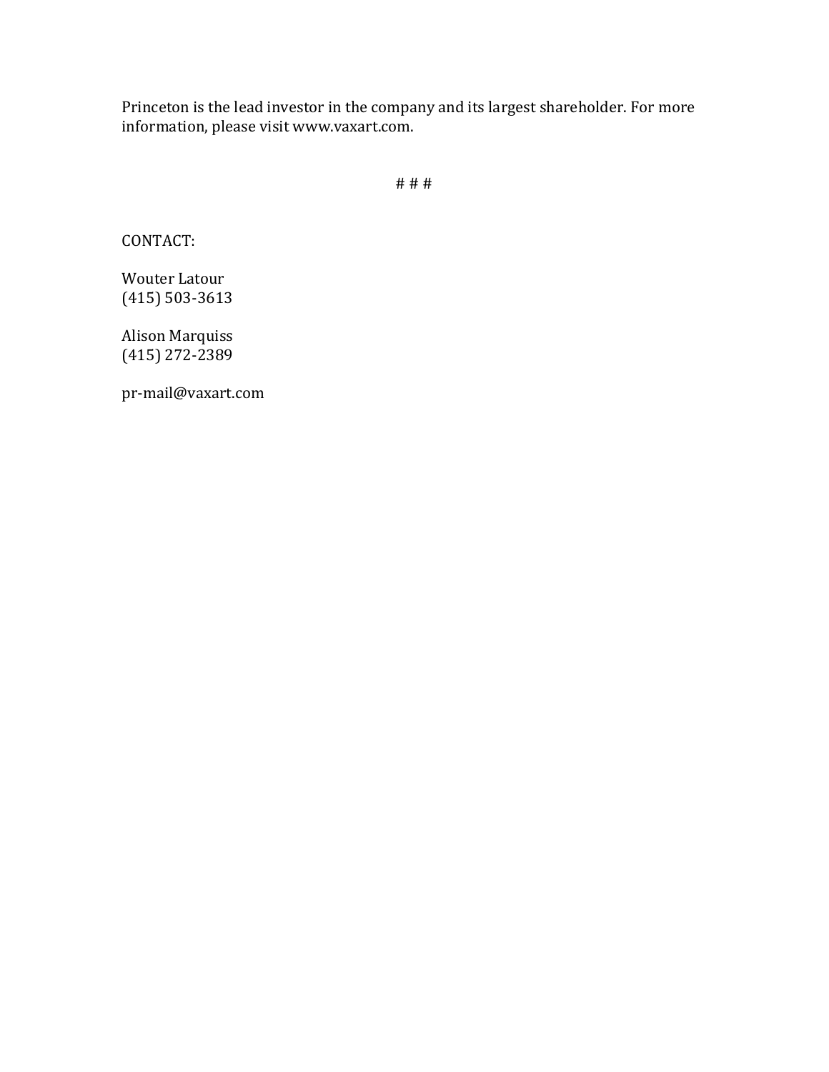Princeton is the lead investor in the company and its largest shareholder. For more information, please visit www.vaxart.com.

# # #

CONTACT:

Wouter Latour
(415) 503-3613

Alison Marquiss
(415) 272-2389

pr-mail@vaxart.com